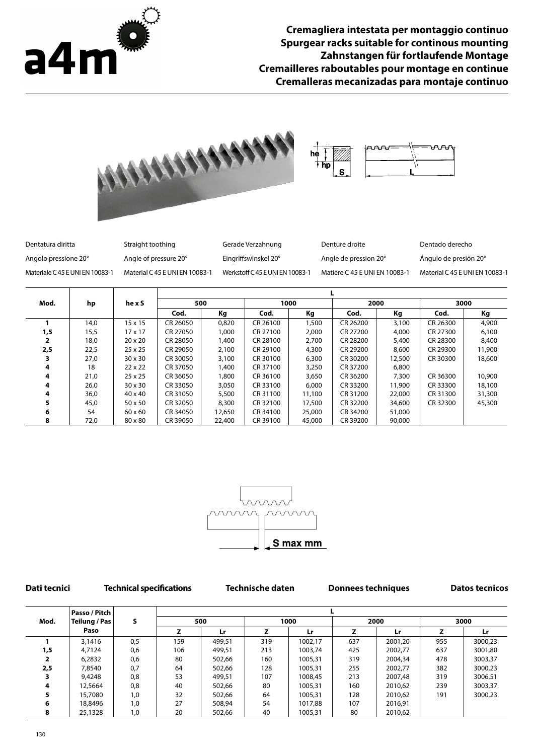# Cremagliera intestata per montaggio continuo
# Spurgear racks suitable for continous mounting
# Zahnstangen für fortlaufende Montage
# Cremailleres raboutables pour montage en continue
# Cremalleras mecanizadas para montaje continuo

| Dentatura diritta | Straight toothing | Gerade Verzahnung | Denture droite | Dentado derecho |
|---|---|---|---|---|
| Angolo pressione 20° | Angle of pressure 20° | Eingriffswinkel 20° | Angle de pression 20° | Ángulo de presión 20° |
| Materiale C 45 E UNI EN 10083-1 | Material C 45 E UNI EN 10083-1 | Werkstoff C 45 E UNI EN 10083-1 | Matière C 45 E UNI EN 10083-1 | Material C 45 E UNI EN 10083-1 |

| Mod. | hp | he x S | L | | | | | | | |
|---|---|---|---|---|---|---|---|---|---|---|
| | | | 500 | | 1000 | | 2000 | | 3000 | |
| | | | Cod. | Kg | Cod. | Kg | Cod. | Kg | Cod. | Kg |
| **1** | 14,0 | 15 x 15 | CR 26050 | 0,820 | CR 26100 | 1,500 | CR 26200 | 3,100 | CR 26300 | 4,900 |
| **1,5** | 15,5 | 17 x 17 | CR 27050 | 1,000 | CR 27100 | 2,000 | CR 27200 | 4,000 | CR 27300 | 6,100 |
| **2** | 18,0 | 20 x 20 | CR 28050 | 1,400 | CR 28100 | 2,700 | CR 28200 | 5,400 | CR 28300 | 8,400 |
| **2,5** | 22,5 | 25 x 25 | CR 29050 | 2,100 | CR 29100 | 4,300 | CR 29200 | 8,600 | CR 29300 | 11,900 |
| **3** | 27,0 | 30 x 30 | CR 30050 | 3,100 | CR 30100 | 6,300 | CR 30200 | 12,500 | CR 30300 | 18,600 |
| **4** | 18 | 22 x 22 | CR 37050 | 1,400 | CR 37100 | 3,250 | CR 37200 | 6,800 | | |
| **4** | 21,0 | 25 x 25 | CR 36050 | 1,800 | CR 36100 | 3,650 | CR 36200 | 7,300 | CR 36300 | 10,900 |
| **4** | 26,0 | 30 x 30 | CR 33050 | 3,050 | CR 33100 | 6,000 | CR 33200 | 11,900 | CR 33300 | 18,100 |
| **4** | 36,0 | 40 x 40 | CR 31050 | 5,500 | CR 31100 | 11,100 | CR 31200 | 22,000 | CR 31300 | 31,300 |
| **5** | 45,0 | 50 x 50 | CR 32050 | 8,300 | CR 32100 | 17,500 | CR 32200 | 34,600 | CR 32300 | 45,300 |
| **6** | 54 | 60 x 60 | CR 34050 | 12,650 | CR 34100 | 25,000 | CR 34200 | 51,000 | | |
| **8** | 72,0 | 80 x 80 | CR 39050 | 22,400 | CR 39100 | 45,000 | CR 39200 | 90,000 | | |

S max mm

**Dati tecnici** **Technical specifications** **Technische daten** **Donnees techniques** **Datos tecnicos**

| Mod. | Passo / Pitch Teilung / Pas Paso | S | L | | | | | | | |
|---|---|---|---|---|---|---|---|---|---|---|
| | | | 500 | | 1000 | | 2000 | | 3000 | |
| | | | Z | Lr | Z | Lr | Z | Lr | Z | Lr |
| **1** | 3,1416 | 0,5 | 159 | 499,51 | 319 | 1002,17 | 637 | 2001,20 | 955 | 3000,23 |
| **1,5** | 4,7124 | 0,6 | 106 | 499,51 | 213 | 1003,74 | 425 | 2002,77 | 637 | 3001,80 |
| **2** | 6,2832 | 0,6 | 80 | 502,66 | 160 | 1005,31 | 319 | 2004,34 | 478 | 3003,37 |
| **2,5** | 7,8540 | 0,7 | 64 | 502,66 | 128 | 1005,31 | 255 | 2002,77 | 382 | 3000,23 |
| **3** | 9,4248 | 0,8 | 53 | 499,51 | 107 | 1008,45 | 213 | 2007,48 | 319 | 3006,51 |
| **4** | 12,5664 | 0,8 | 40 | 502,66 | 80 | 1005,31 | 160 | 2010,62 | 239 | 3003,37 |
| **5** | 15,7080 | 1,0 | 32 | 502,66 | 64 | 1005,31 | 128 | 2010,62 | 191 | 3000,23 |
| **6** | 18,8496 | 1,0 | 27 | 508,94 | 54 | 1017,88 | 107 | 2016,91 | | |
| **8** | 25,1328 | 1,0 | 20 | 502,66 | 40 | 1005,31 | 80 | 2010,62 | | |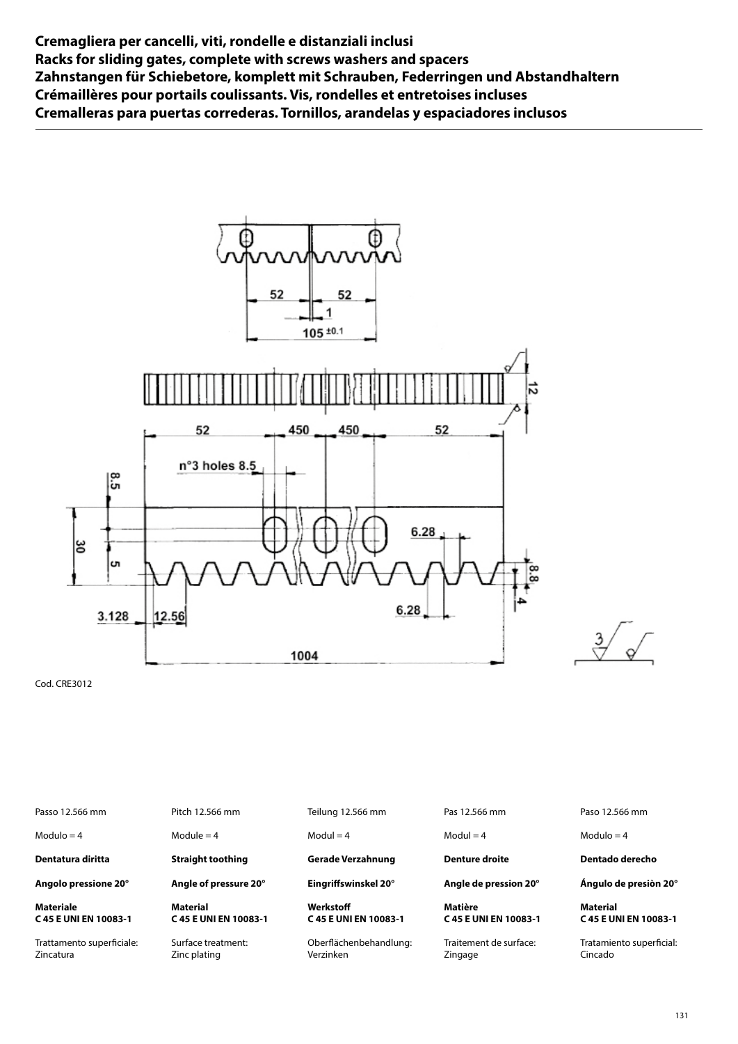**Cremagliera per cancelli, viti, rondelle e distanziali inclusi**
**Racks for sliding gates, complete with screws washers and spacers**
**Zahnstangen für Schiebetore, komplett mit Schrauben, Federringen und Abstandhaltern**
**Crémaillères pour portails coulissants. Vis, rondelles et entretoises incluses**
**Cremalleras para puertas correderas. Tornillos, arandelas y espaciadores inclusos**

52
52
1
105 ±0.1
12
52
450
450
52
n°3 holes 8.5
8.5
30
5
6.28
8.8
4
3.128
12.56
6.28
1004
3

Cod. CRE3012

| | | | | |
|---|---|---|---|---|
| Passo 12.566 mm | Pitch 12.566 mm | Teilung 12.566 mm | Pas 12.566 mm | Paso 12.566 mm |
| Modulo = 4 | Module = 4 | Modul = 4 | Modul = 4 | Modulo = 4 |
| **Dentatura diritta** | **Straight toothing** | **Gerade Verzahnung** | **Denture droite** | **Dentado derecho** |
| **Angolo pressione 20°** | **Angle of pressure 20°** | **Eingriffswinskel 20°** | **Angle de pression 20°** | **Ángulo de presiòn 20°** |
| **Materiale C 45 E UNI EN 10083-1** | **Material C 45 E UNI EN 10083-1** | **Werkstoff C 45 E UNI EN 10083-1** | **Matière C 45 E UNI EN 10083-1** | **Material C 45 E UNI EN 10083-1** |
| Trattamento superficiale: Zincatura | Surface treatment: Zinc plating | Oberflächenbehandlung: Verzinken | Traitement de surface: Zingage | Tratamiento superficial: Cincado |